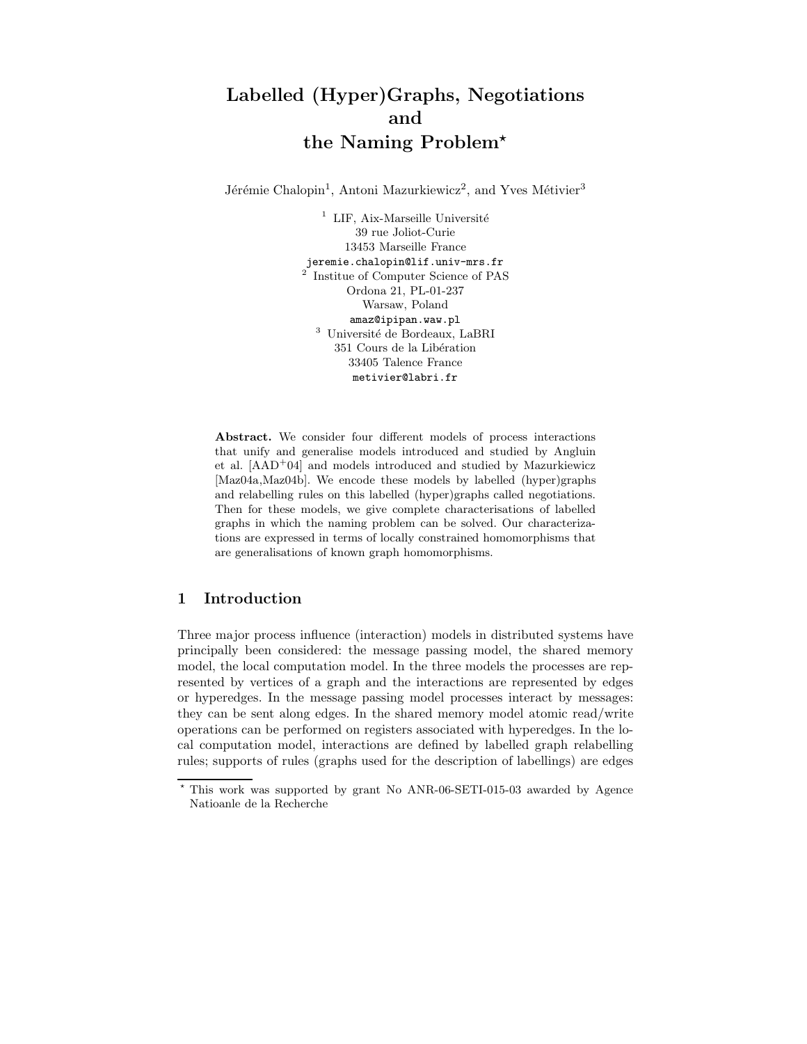# Labelled (Hyper)Graphs, Negotiations and the Naming Problem*

Jérémie Chalopin[1], Antoni Mazurkiewicz[2], and Yves Métivier[3]

[1] LIF, Aix-Marseille Université
39 rue Joliot-Curie
13453 Marseille France
jeremie.chalopin@lif.univ-mrs.fr

[2] Institue of Computer Science of PAS
Ordona 21, PL-01-237
Warsaw, Poland
amaz@ipipan.waw.pl

[3] Université de Bordeaux, LaBRI
351 Cours de la Libération
33405 Talence France
metivier@labri.fr

**Abstract.** We consider four different models of process interactions that unify and generalise models introduced and studied by Angluin et al. [AAD+04] and models introduced and studied by Mazurkiewicz [Maz04a,Maz04b]. We encode these models by labelled (hyper)graphs and relabelling rules on this labelled (hyper)graphs called negotiations. Then for these models, we give complete characterisations of labelled graphs in which the naming problem can be solved. Our characterizations are expressed in terms of locally constrained homomorphisms that are generalisations of known graph homomorphisms.

## 1 Introduction

Three major process influence (interaction) models in distributed systems have principally been considered: the message passing model, the shared memory model, the local computation model. In the three models the processes are represented by vertices of a graph and the interactions are represented by edges or hyperedges. In the message passing model processes interact by messages: they can be sent along edges. In the shared memory model atomic read/write operations can be performed on registers associated with hyperedges. In the local computation model, interactions are defined by labelled graph relabelling rules; supports of rules (graphs used for the description of labellings) are edges

* This work was supported by grant No ANR-06-SETI-015-03 awarded by Agence Natioanle de la Recherche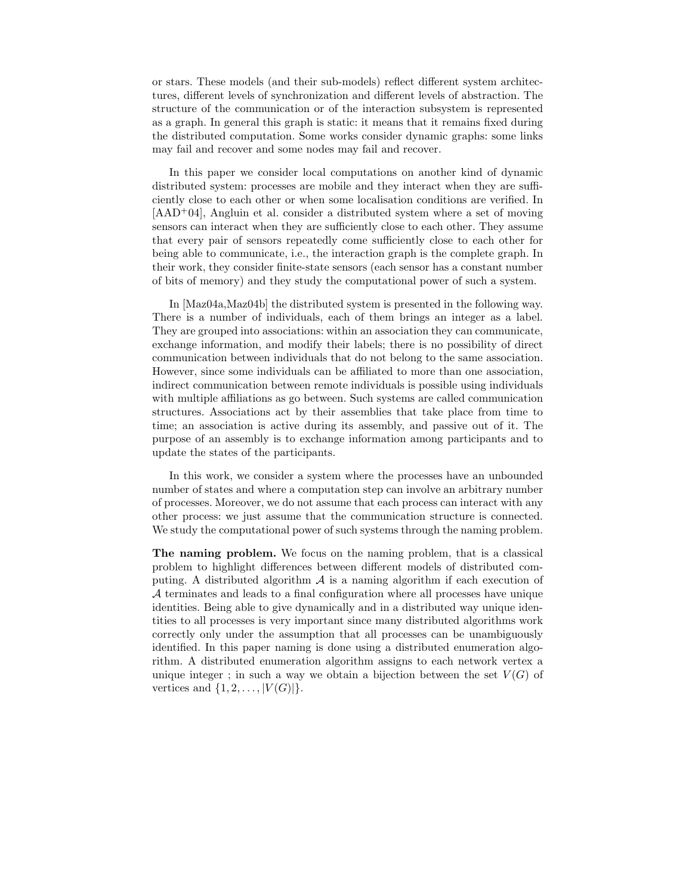or stars. These models (and their sub-models) reflect different system architectures, different levels of synchronization and different levels of abstraction. The structure of the communication or of the interaction subsystem is represented as a graph. In general this graph is static: it means that it remains fixed during the distributed computation. Some works consider dynamic graphs: some links may fail and recover and some nodes may fail and recover.

In this paper we consider local computations on another kind of dynamic distributed system: processes are mobile and they interact when they are sufficiently close to each other or when some localisation conditions are verified. In [AAD+04], Angluin et al. consider a distributed system where a set of moving sensors can interact when they are sufficiently close to each other. They assume that every pair of sensors repeatedly come sufficiently close to each other for being able to communicate, i.e., the interaction graph is the complete graph. In their work, they consider finite-state sensors (each sensor has a constant number of bits of memory) and they study the computational power of such a system.

In [Maz04a,Maz04b] the distributed system is presented in the following way. There is a number of individuals, each of them brings an integer as a label. They are grouped into associations: within an association they can communicate, exchange information, and modify their labels; there is no possibility of direct communication between individuals that do not belong to the same association. However, since some individuals can be affiliated to more than one association, indirect communication between remote individuals is possible using individuals with multiple affiliations as go between. Such systems are called communication structures. Associations act by their assemblies that take place from time to time; an association is active during its assembly, and passive out of it. The purpose of an assembly is to exchange information among participants and to update the states of the participants.

In this work, we consider a system where the processes have an unbounded number of states and where a computation step can involve an arbitrary number of processes. Moreover, we do not assume that each process can interact with any other process: we just assume that the communication structure is connected. We study the computational power of such systems through the naming problem.

**The naming problem.** We focus on the naming problem, that is a classical problem to highlight differences between different models of distributed computing. A distributed algorithm $\mathcal{A}$ is a naming algorithm if each execution of $\mathcal{A}$ terminates and leads to a final configuration where all processes have unique identities. Being able to give dynamically and in a distributed way unique identities to all processes is very important since many distributed algorithms work correctly only under the assumption that all processes can be unambiguously identified. In this paper naming is done using a distributed enumeration algorithm. A distributed enumeration algorithm assigns to each network vertex a unique integer ; in such a way we obtain a bijection between the set $V(G)$ of vertices and $\{1, 2, \ldots, |V(G)|\}$.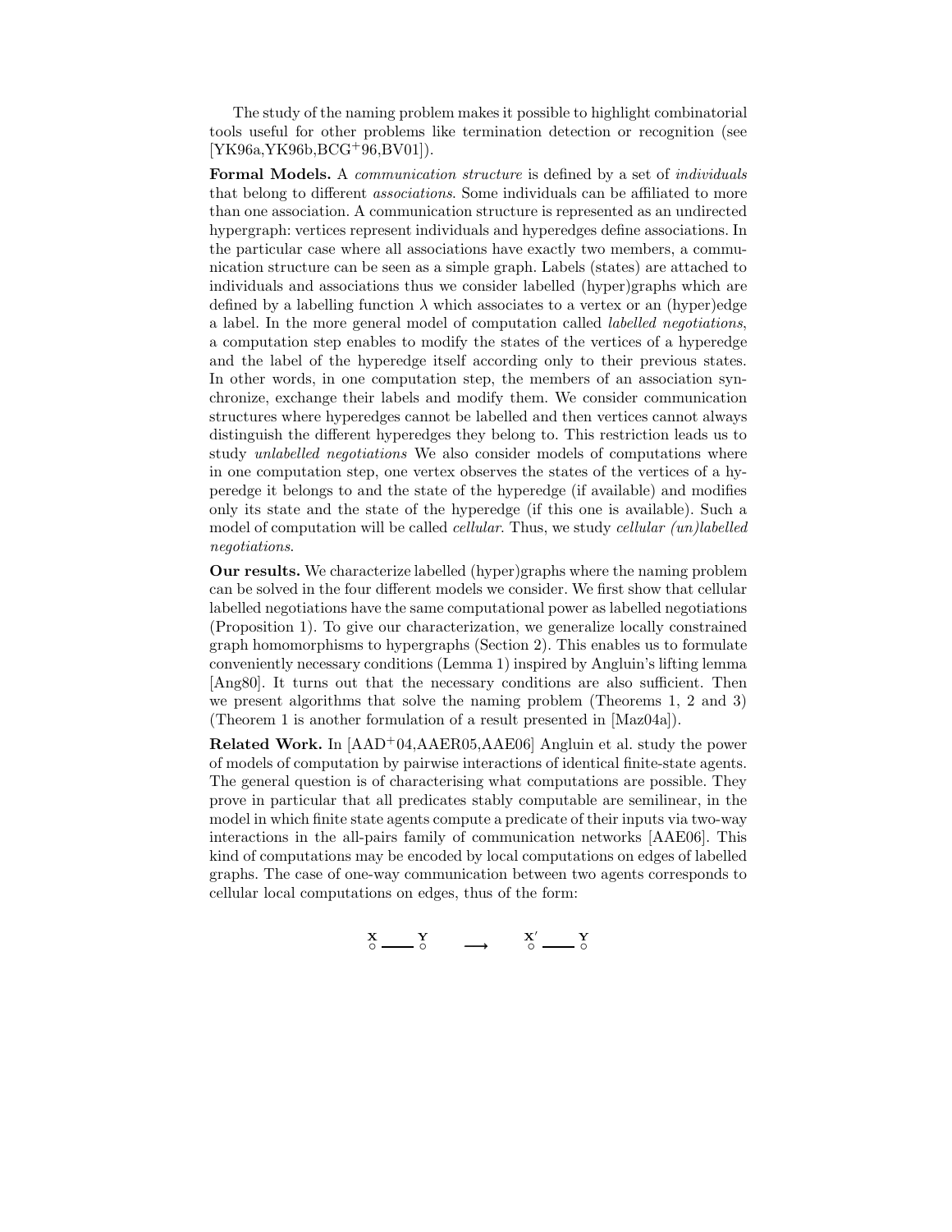The study of the naming problem makes it possible to highlight combinatorial tools useful for other problems like termination detection or recognition (see [YK96a,YK96b,BCG+96,BV01]).

**Formal Models.** A *communication structure* is defined by a set of *individuals* that belong to different *associations*. Some individuals can be affiliated to more than one association. A communication structure is represented as an undirected hypergraph: vertices represent individuals and hyperedges define associations. In the particular case where all associations have exactly two members, a communication structure can be seen as a simple graph. Labels (states) are attached to individuals and associations thus we consider labelled (hyper)graphs which are defined by a labelling function $\lambda$ which associates to a vertex or an (hyper)edge a label. In the more general model of computation called *labelled negotiations*, a computation step enables to modify the states of the vertices of a hyperedge and the label of the hyperedge itself according only to their previous states. In other words, in one computation step, the members of an association synchronize, exchange their labels and modify them. We consider communication structures where hyperedges cannot be labelled and then vertices cannot always distinguish the different hyperedges they belong to. This restriction leads us to study *unlabelled negotiations* We also consider models of computations where in one computation step, one vertex observes the states of the vertices of a hyperedge it belongs to and the state of the hyperedge (if available) and modifies only its state and the state of the hyperedge (if this one is available). Such a model of computation will be called *cellular*. Thus, we study *cellular (un)labelled negotiations*.

**Our results.** We characterize labelled (hyper)graphs where the naming problem can be solved in the four different models we consider. We first show that cellular labelled negotiations have the same computational power as labelled negotiations (Proposition 1). To give our characterization, we generalize locally constrained graph homomorphisms to hypergraphs (Section 2). This enables us to formulate conveniently necessary conditions (Lemma 1) inspired by Angluin's lifting lemma [Ang80]. It turns out that the necessary conditions are also sufficient. Then we present algorithms that solve the naming problem (Theorems 1, 2 and 3) (Theorem 1 is another formulation of a result presented in [Maz04a]).

**Related Work.** In [AAD+04,AAER05,AAE06] Angluin et al. study the power of models of computation by pairwise interactions of identical finite-state agents. The general question is of characterising what computations are possible. They prove in particular that all predicates stably computable are semilinear, in the model in which finite state agents compute a predicate of their inputs via two-way interactions in the all-pairs family of communication networks [AAE06]. This kind of computations may be encoded by local computations on edges of labelled graphs. The case of one-way communication between two agents corresponds to cellular local computations on edges, thus of the form:

$$\overset{\mathbf{X}}{\circ}\!\!\longrightarrow\!\!\overset{\mathbf{Y}}{\circ} \qquad \longrightarrow \qquad \overset{\mathbf{X'}}{\circ}\!\!\longrightarrow\!\!\overset{\mathbf{Y}}{\circ}$$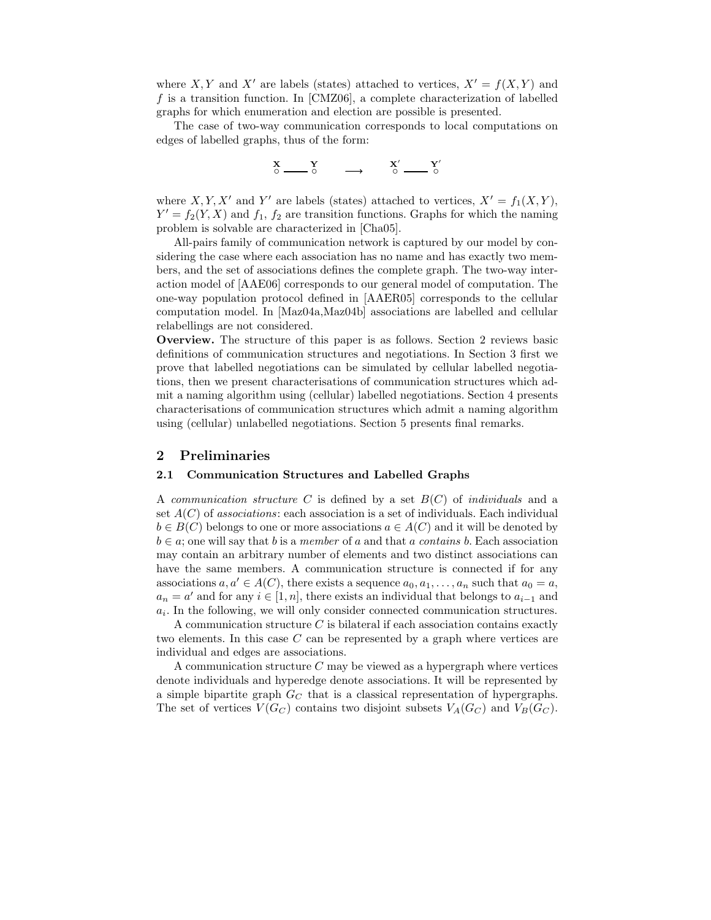where $X, Y$ and $X'$ are labels (states) attached to vertices, $X' = f(X, Y)$ and $f$ is a transition function. In [CMZ06], a complete characterization of labelled graphs for which enumeration and election are possible is presented.

The case of two-way communication corresponds to local computations on edges of labelled graphs, thus of the form:

$$\overset{\mathbf{X}}{\circ} \!\!-\!\!-\!\!-\!\! \overset{\mathbf{Y}}{\circ} \quad \longrightarrow \quad \overset{\mathbf{X'}}{\circ} \!\!-\!\!-\!\!-\!\! \overset{\mathbf{Y'}}{\circ}$$

where $X, Y, X'$ and $Y'$ are labels (states) attached to vertices, $X' = f_1(X, Y)$, $Y' = f_2(Y, X)$ and $f_1$, $f_2$ are transition functions. Graphs for which the naming problem is solvable are characterized in [Cha05].

All-pairs family of communication network is captured by our model by considering the case where each association has no name and has exactly two members, and the set of associations defines the complete graph. The two-way interaction model of [AAE06] corresponds to our general model of computation. The one-way population protocol defined in [AAER05] corresponds to the cellular computation model. In [Maz04a,Maz04b] associations are labelled and cellular relabellings are not considered.

**Overview.** The structure of this paper is as follows. Section 2 reviews basic definitions of communication structures and negotiations. In Section 3 first we prove that labelled negotiations can be simulated by cellular labelled negotiations, then we present characterisations of communication structures which admit a naming algorithm using (cellular) labelled negotiations. Section 4 presents characterisations of communication structures which admit a naming algorithm using (cellular) unlabelled negotiations. Section 5 presents final remarks.

## 2 Preliminaries

### 2.1 Communication Structures and Labelled Graphs

A *communication structure* $C$ is defined by a set $B(C)$ of *individuals* and a set $A(C)$ of *associations*: each association is a set of individuals. Each individual $b \in B(C)$ belongs to one or more associations $a \in A(C)$ and it will be denoted by $b \in a$; one will say that $b$ is a *member* of $a$ and that $a$ *contains* $b$. Each association may contain an arbitrary number of elements and two distinct associations can have the same members. A communication structure is connected if for any associations $a, a' \in A(C)$, there exists a sequence $a_0, a_1, \ldots, a_n$ such that $a_0 = a$, $a_n = a'$ and for any $i \in [1, n]$, there exists an individual that belongs to $a_{i-1}$ and $a_i$. In the following, we will only consider connected communication structures.

A communication structure $C$ is bilateral if each association contains exactly two elements. In this case $C$ can be represented by a graph where vertices are individual and edges are associations.

A communication structure $C$ may be viewed as a hypergraph where vertices denote individuals and hyperedge denote associations. It will be represented by a simple bipartite graph $G_C$ that is a classical representation of hypergraphs. The set of vertices $V(G_C)$ contains two disjoint subsets $V_A(G_C)$ and $V_B(G_C)$.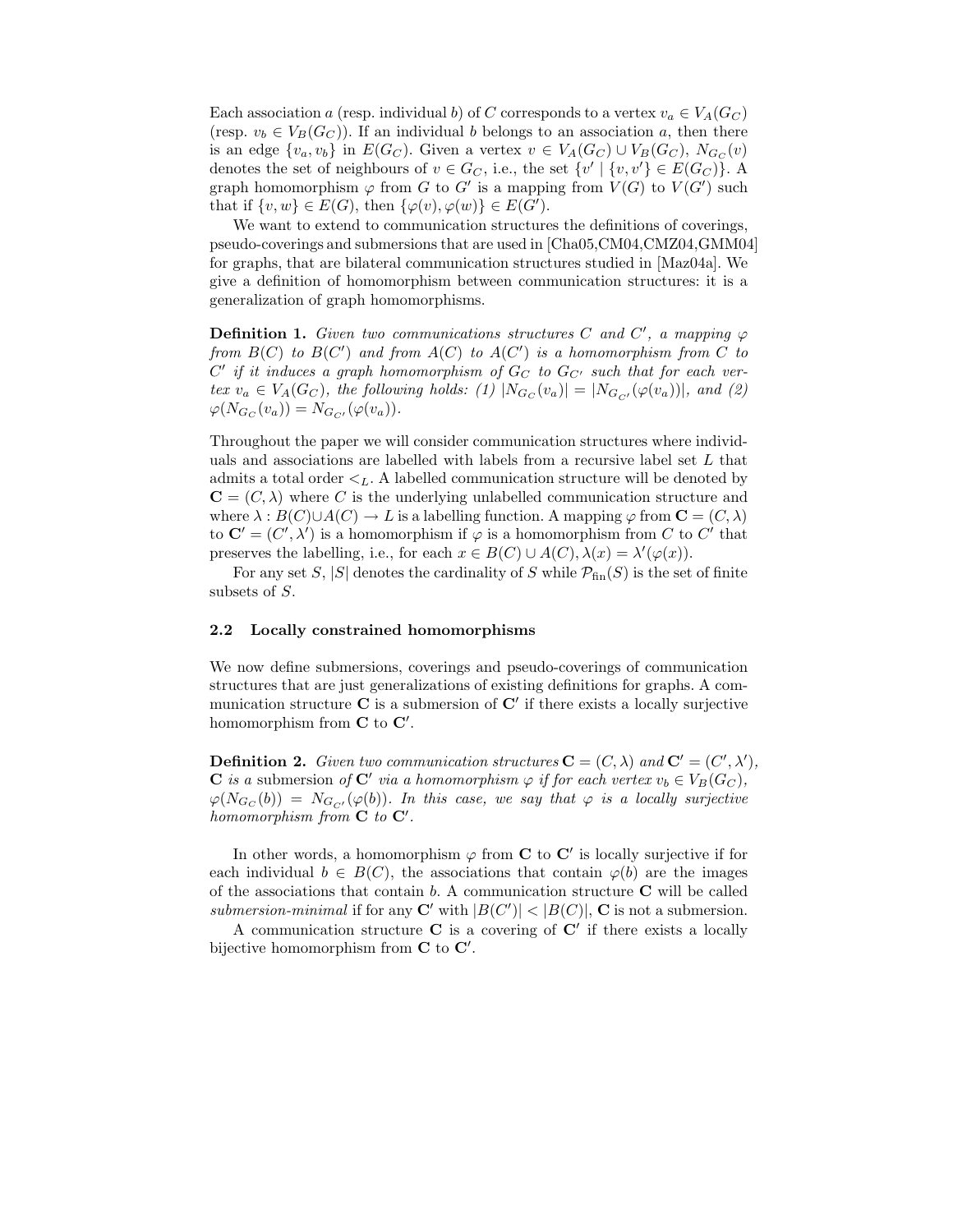Each association $a$ (resp. individual $b$) of $C$ corresponds to a vertex $v_a \in V_A(G_C)$ (resp. $v_b \in V_B(G_C)$). If an individual $b$ belongs to an association $a$, then there is an edge $\{v_a, v_b\}$ in $E(G_C)$. Given a vertex $v \in V_A(G_C) \cup V_B(G_C)$, $N_{G_C}(v)$ denotes the set of neighbours of $v \in G_C$, i.e., the set $\{v' \mid \{v, v'\} \in E(G_C)\}$. A graph homomorphism $\varphi$ from $G$ to $G'$ is a mapping from $V(G)$ to $V(G')$ such that if $\{v, w\} \in E(G)$, then $\{\varphi(v), \varphi(w)\} \in E(G')$.

We want to extend to communication structures the definitions of coverings, pseudo-coverings and submersions that are used in [Cha05,CM04,CMZ04,GMM04] for graphs, that are bilateral communication structures studied in [Maz04a]. We give a definition of homomorphism between communication structures: it is a generalization of graph homomorphisms.

**Definition 1.** *Given two communications structures $C$ and $C'$, a mapping $\varphi$ from $B(C)$ to $B(C')$ and from $A(C)$ to $A(C')$ is a homomorphism from $C$ to $C'$ if it induces a graph homomorphism of $G_C$ to $G_{C'}$ such that for each vertex $v_a \in V_A(G_C)$, the following holds: (1) $|N_{G_C}(v_a)| = |N_{G_{C'}}(\varphi(v_a))|$, and (2) $\varphi(N_{G_C}(v_a)) = N_{G_{C'}}(\varphi(v_a))$.*

Throughout the paper we will consider communication structures where individuals and associations are labelled with labels from a recursive label set $L$ that admits a total order $<_L$. A labelled communication structure will be denoted by $\mathbf{C} = (C, \lambda)$ where $C$ is the underlying unlabelled communication structure and where $\lambda : B(C) \cup A(C) \to L$ is a labelling function. A mapping $\varphi$ from $\mathbf{C} = (C, \lambda)$ to $\mathbf{C}' = (C', \lambda')$ is a homomorphism if $\varphi$ is a homomorphism from $C$ to $C'$ that preserves the labelling, i.e., for each $x \in B(C) \cup A(C), \lambda(x) = \lambda'(\varphi(x))$.

For any set $S$, $|S|$ denotes the cardinality of $S$ while $\mathcal{P}_{\text{fin}}(S)$ is the set of finite subsets of $S$.

### 2.2 Locally constrained homomorphisms

We now define submersions, coverings and pseudo-coverings of communication structures that are just generalizations of existing definitions for graphs. A communication structure $\mathbf{C}$ is a submersion of $\mathbf{C}'$ if there exists a locally surjective homomorphism from $\mathbf{C}$ to $\mathbf{C}'$.

**Definition 2.** *Given two communication structures $\mathbf{C} = (C, \lambda)$ and $\mathbf{C}' = (C', \lambda')$, $\mathbf{C}$ is a* submersion *of $\mathbf{C}'$ via a homomorphism $\varphi$ if for each vertex $v_b \in V_B(G_C)$, $\varphi(N_{G_C}(b)) = N_{G_{C'}}(\varphi(b))$. In this case, we say that $\varphi$ is a locally surjective homomorphism from $\mathbf{C}$ to $\mathbf{C}'$.*

In other words, a homomorphism $\varphi$ from $\mathbf{C}$ to $\mathbf{C}'$ is locally surjective if for each individual $b \in B(C)$, the associations that contain $\varphi(b)$ are the images of the associations that contain $b$. A communication structure $\mathbf{C}$ will be called *submersion-minimal* if for any $\mathbf{C}'$ with $|B(C')| < |B(C)|$, $\mathbf{C}$ is not a submersion.

A communication structure $\mathbf{C}$ is a covering of $\mathbf{C}'$ if there exists a locally bijective homomorphism from $\mathbf{C}$ to $\mathbf{C}'$.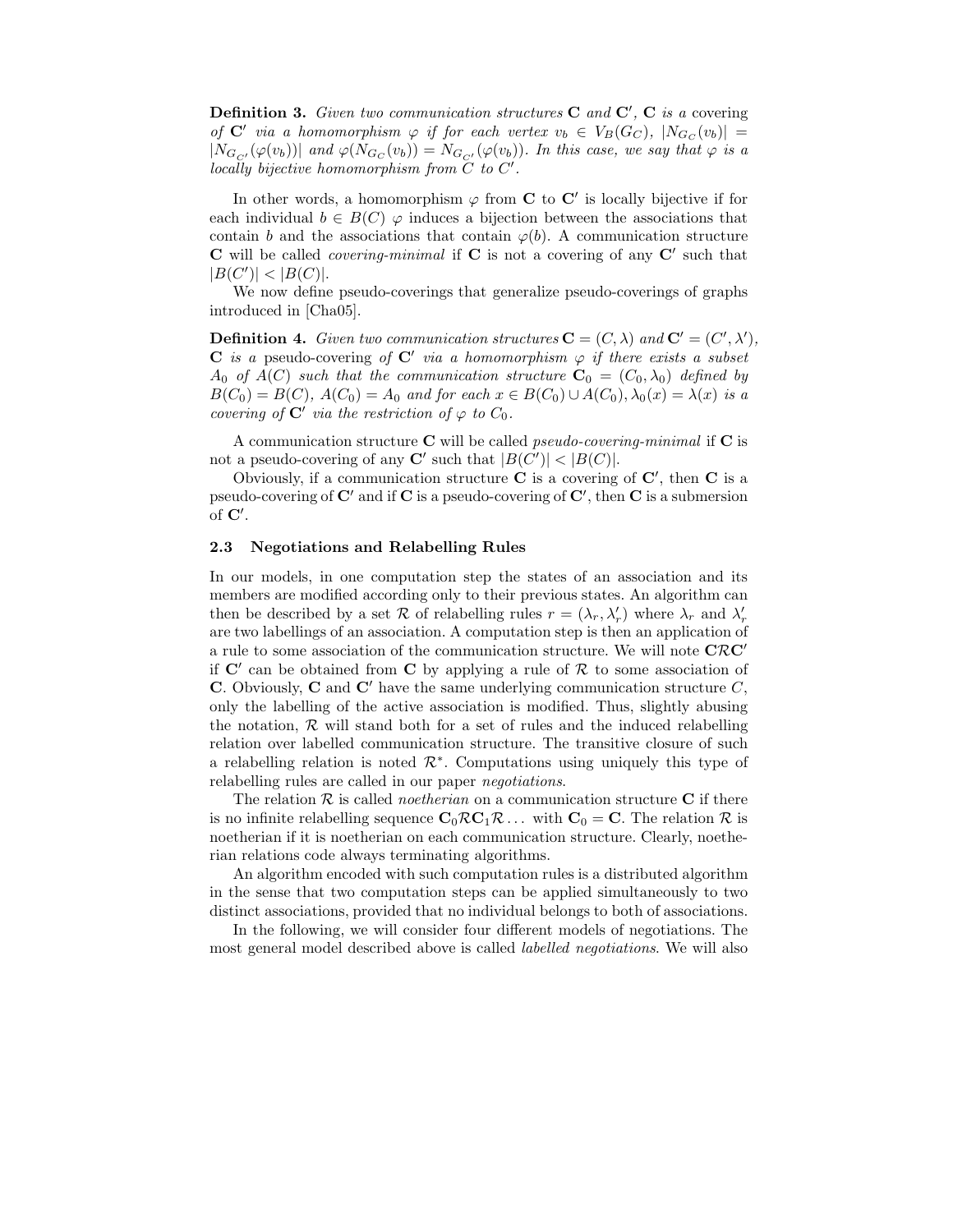**Definition 3.** *Given two communication structures* $\mathbf{C}$ *and* $\mathbf{C}'$*,* $\mathbf{C}$ *is a* covering *of* $\mathbf{C}'$ *via a homomorphism* $\varphi$ *if for each vertex* $v_b \in V_B(G_C)$*,* $|N_{G_C}(v_b)| = |N_{G_{C'}}(\varphi(v_b))|$ *and* $\varphi(N_{G_C}(v_b)) = N_{G_{C'}}(\varphi(v_b))$*. In this case, we say that* $\varphi$ *is a locally bijective homomorphism from* $C$ *to* $C'$*.*

In other words, a homomorphism $\varphi$ from $\mathbf{C}$ to $\mathbf{C}'$ is locally bijective if for each individual $b \in B(C)$ $\varphi$ induces a bijection between the associations that contain $b$ and the associations that contain $\varphi(b)$. A communication structure $\mathbf{C}$ will be called *covering-minimal* if $\mathbf{C}$ is not a covering of any $\mathbf{C}'$ such that $|B(C')| < |B(C)|$.

We now define pseudo-coverings that generalize pseudo-coverings of graphs introduced in [Cha05].

**Definition 4.** *Given two communication structures* $\mathbf{C} = (C, \lambda)$ *and* $\mathbf{C}' = (C', \lambda')$*,* $\mathbf{C}$ *is a* pseudo-covering *of* $\mathbf{C}'$ *via a homomorphism* $\varphi$ *if there exists a subset* $A_0$ *of* $A(C)$ *such that the communication structure* $\mathbf{C}_0 = (C_0, \lambda_0)$ *defined by* $B(C_0) = B(C)$*,* $A(C_0) = A_0$ *and for each* $x \in B(C_0) \cup A(C_0), \lambda_0(x) = \lambda(x)$ *is a covering of* $\mathbf{C}'$ *via the restriction of* $\varphi$ *to* $C_0$*.*

A communication structure $\mathbf{C}$ will be called *pseudo-covering-minimal* if $\mathbf{C}$ is not a pseudo-covering of any $\mathbf{C}'$ such that $|B(C')| < |B(C)|$.

Obviously, if a communication structure $\mathbf{C}$ is a covering of $\mathbf{C}'$, then $\mathbf{C}$ is a pseudo-covering of $\mathbf{C}'$ and if $\mathbf{C}$ is a pseudo-covering of $\mathbf{C}'$, then $\mathbf{C}$ is a submersion of $\mathbf{C}'$.

### 2.3 Negotiations and Relabelling Rules

In our models, in one computation step the states of an association and its members are modified according only to their previous states. An algorithm can then be described by a set $\mathcal{R}$ of relabelling rules $r = (\lambda_r, \lambda'_r)$ where $\lambda_r$ and $\lambda'_r$ are two labellings of an association. A computation step is then an application of a rule to some association of the communication structure. We will note $\mathbf{C}\mathcal{R}\mathbf{C}'$ if $\mathbf{C}'$ can be obtained from $\mathbf{C}$ by applying a rule of $\mathcal{R}$ to some association of $\mathbf{C}$. Obviously, $\mathbf{C}$ and $\mathbf{C}'$ have the same underlying communication structure $C$, only the labelling of the active association is modified. Thus, slightly abusing the notation, $\mathcal{R}$ will stand both for a set of rules and the induced relabelling relation over labelled communication structure. The transitive closure of such a relabelling relation is noted $\mathcal{R}^*$. Computations using uniquely this type of relabelling rules are called in our paper *negotiations*.

The relation $\mathcal{R}$ is called *noetherian* on a communication structure $\mathbf{C}$ if there is no infinite relabelling sequence $\mathbf{C}_0\mathcal{R}\mathbf{C}_1\mathcal{R}\ldots$ with $\mathbf{C}_0 = \mathbf{C}$. The relation $\mathcal{R}$ is noetherian if it is noetherian on each communication structure. Clearly, noetherian relations code always terminating algorithms.

An algorithm encoded with such computation rules is a distributed algorithm in the sense that two computation steps can be applied simultaneously to two distinct associations, provided that no individual belongs to both of associations.

In the following, we will consider four different models of negotiations. The most general model described above is called *labelled negotiations*. We will also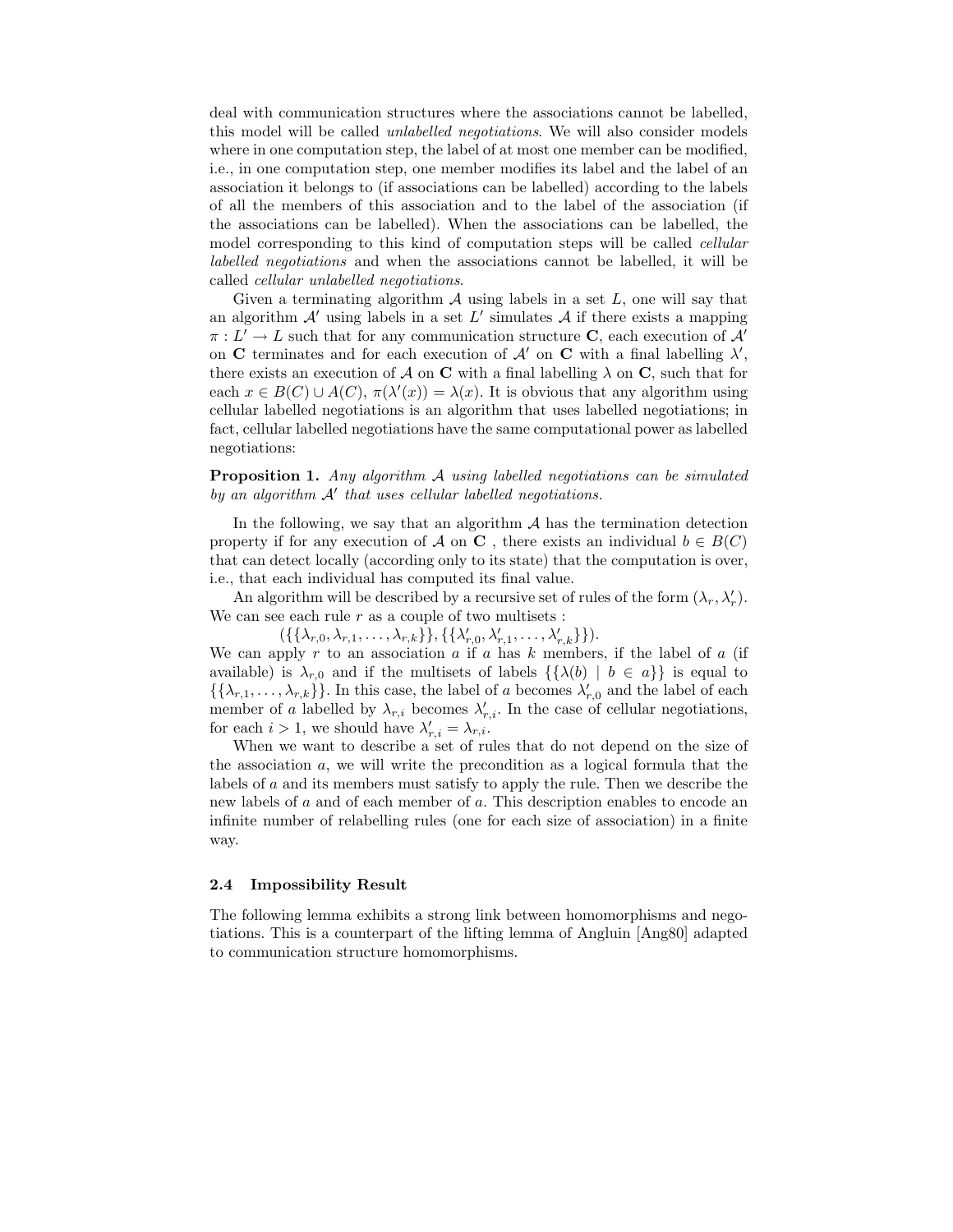deal with communication structures where the associations cannot be labelled, this model will be called *unlabelled negotiations*. We will also consider models where in one computation step, the label of at most one member can be modified, i.e., in one computation step, one member modifies its label and the label of an association it belongs to (if associations can be labelled) according to the labels of all the members of this association and to the label of the association (if the associations can be labelled). When the associations can be labelled, the model corresponding to this kind of computation steps will be called *cellular labelled negotiations* and when the associations cannot be labelled, it will be called *cellular unlabelled negotiations*.

Given a terminating algorithm $\mathcal{A}$ using labels in a set $L$, one will say that an algorithm $\mathcal{A}'$ using labels in a set $L'$ simulates $\mathcal{A}$ if there exists a mapping $\pi : L' \to L$ such that for any communication structure $\mathbf{C}$, each execution of $\mathcal{A}'$ on $\mathbf{C}$ terminates and for each execution of $\mathcal{A}'$ on $\mathbf{C}$ with a final labelling $\lambda'$, there exists an execution of $\mathcal{A}$ on $\mathbf{C}$ with a final labelling $\lambda$ on $\mathbf{C}$, such that for each $x \in B(C) \cup A(C)$, $\pi(\lambda'(x)) = \lambda(x)$. It is obvious that any algorithm using cellular labelled negotiations is an algorithm that uses labelled negotiations; in fact, cellular labelled negotiations have the same computational power as labelled negotiations:

**Proposition 1.** *Any algorithm $\mathcal{A}$ using labelled negotiations can be simulated by an algorithm $\mathcal{A}'$ that uses cellular labelled negotiations.*

In the following, we say that an algorithm $\mathcal{A}$ has the termination detection property if for any execution of $\mathcal{A}$ on $\mathbf{C}$ , there exists an individual $b \in B(C)$ that can detect locally (according only to its state) that the computation is over, i.e., that each individual has computed its final value.

An algorithm will be described by a recursive set of rules of the form $(\lambda_r, \lambda'_r)$. We can see each rule $r$ as a couple of two multisets :

$$(\{\{\lambda_{r,0}, \lambda_{r,1}, \ldots, \lambda_{r,k}\}\}, \{\{\lambda'_{r,0}, \lambda'_{r,1}, \ldots, \lambda'_{r,k}\}\}).$$

We can apply $r$ to an association $a$ if $a$ has $k$ members, if the label of $a$ (if available) is $\lambda_{r,0}$ and if the multisets of labels $\{\{\lambda(b) \mid b \in a\}\}$ is equal to $\{\{\lambda_{r,1}, \ldots, \lambda_{r,k}\}\}$. In this case, the label of $a$ becomes $\lambda'_{r,0}$ and the label of each member of $a$ labelled by $\lambda_{r,i}$ becomes $\lambda'_{r,i}$. In the case of cellular negotiations, for each $i > 1$, we should have $\lambda'_{r,i} = \lambda_{r,i}$.

When we want to describe a set of rules that do not depend on the size of the association $a$, we will write the precondition as a logical formula that the labels of $a$ and its members must satisfy to apply the rule. Then we describe the new labels of $a$ and of each member of $a$. This description enables to encode an infinite number of relabelling rules (one for each size of association) in a finite way.

### 2.4 Impossibility Result

The following lemma exhibits a strong link between homomorphisms and negotiations. This is a counterpart of the lifting lemma of Angluin [Ang80] adapted to communication structure homomorphisms.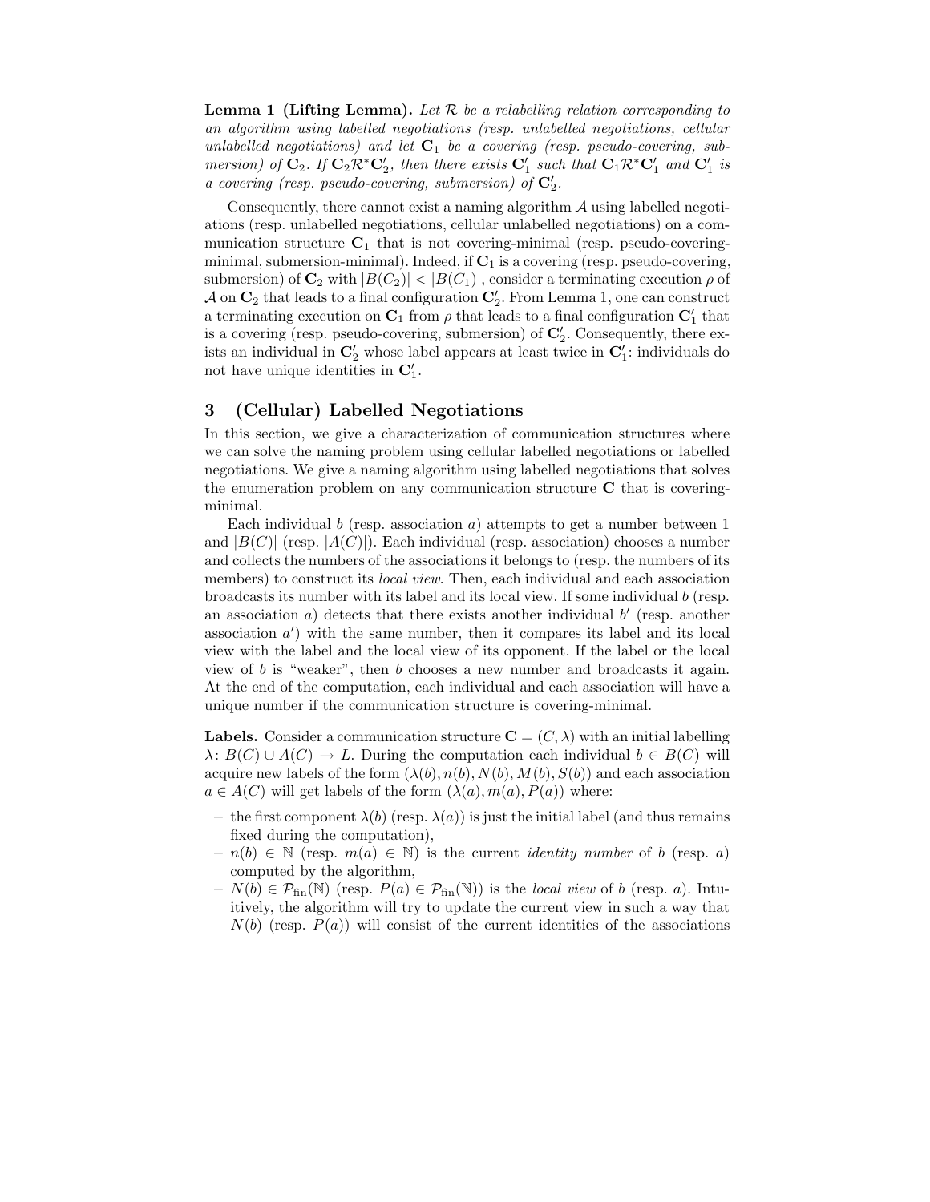**Lemma 1 (Lifting Lemma).** *Let $\mathcal{R}$ be a relabelling relation corresponding to an algorithm using labelled negotiations (resp. unlabelled negotiations, cellular unlabelled negotiations) and let $\mathbf{C}_1$ be a covering (resp. pseudo-covering, submersion) of $\mathbf{C}_2$. If $\mathbf{C}_2\mathcal{R}^*\mathbf{C}'_2$, then there exists $\mathbf{C}'_1$ such that $\mathbf{C}_1\mathcal{R}^*\mathbf{C}'_1$ and $\mathbf{C}'_1$ is a covering (resp. pseudo-covering, submersion) of $\mathbf{C}'_2$.*

Consequently, there cannot exist a naming algorithm $\mathcal{A}$ using labelled negotiations (resp. unlabelled negotiations, cellular unlabelled negotiations) on a communication structure $\mathbf{C}_1$ that is not covering-minimal (resp. pseudo-covering-minimal, submersion-minimal). Indeed, if $\mathbf{C}_1$ is a covering (resp. pseudo-covering, submersion) of $\mathbf{C}_2$ with $|B(C_2)| < |B(C_1)|$, consider a terminating execution $\rho$ of $\mathcal{A}$ on $\mathbf{C}_2$ that leads to a final configuration $\mathbf{C}'_2$. From Lemma 1, one can construct a terminating execution on $\mathbf{C}_1$ from $\rho$ that leads to a final configuration $\mathbf{C}'_1$ that is a covering (resp. pseudo-covering, submersion) of $\mathbf{C}'_2$. Consequently, there exists an individual in $\mathbf{C}'_2$ whose label appears at least twice in $\mathbf{C}'_1$: individuals do not have unique identities in $\mathbf{C}'_1$.

## 3 (Cellular) Labelled Negotiations

In this section, we give a characterization of communication structures where we can solve the naming problem using cellular labelled negotiations or labelled negotiations. We give a naming algorithm using labelled negotiations that solves the enumeration problem on any communication structure $\mathbf{C}$ that is covering-minimal.

Each individual $b$ (resp. association $a$) attempts to get a number between 1 and $|B(C)|$ (resp. $|A(C)|$). Each individual (resp. association) chooses a number and collects the numbers of the associations it belongs to (resp. the numbers of its members) to construct its *local view*. Then, each individual and each association broadcasts its number with its label and its local view. If some individual $b$ (resp. an association $a$) detects that there exists another individual $b'$ (resp. another association $a'$) with the same number, then it compares its label and its local view with the label and the local view of its opponent. If the label or the local view of $b$ is "weaker", then $b$ chooses a new number and broadcasts it again. At the end of the computation, each individual and each association will have a unique number if the communication structure is covering-minimal.

**Labels.** Consider a communication structure $\mathbf{C} = (C, \lambda)$ with an initial labelling $\lambda \colon B(C) \cup A(C) \to L$. During the computation each individual $b \in B(C)$ will acquire new labels of the form $(\lambda(b), n(b), N(b), M(b), S(b))$ and each association $a \in A(C)$ will get labels of the form $(\lambda(a), m(a), P(a))$ where:

- the first component $\lambda(b)$ (resp. $\lambda(a)$) is just the initial label (and thus remains fixed during the computation),
- $n(b) \in \mathbb{N}$ (resp. $m(a) \in \mathbb{N}$) is the current *identity number* of $b$ (resp. $a$) computed by the algorithm,
- $N(b) \in \mathcal{P}_{\text{fin}}(\mathbb{N})$ (resp. $P(a) \in \mathcal{P}_{\text{fin}}(\mathbb{N})$) is the *local view* of $b$ (resp. $a$). Intuitively, the algorithm will try to update the current view in such a way that $N(b)$ (resp. $P(a)$) will consist of the current identities of the associations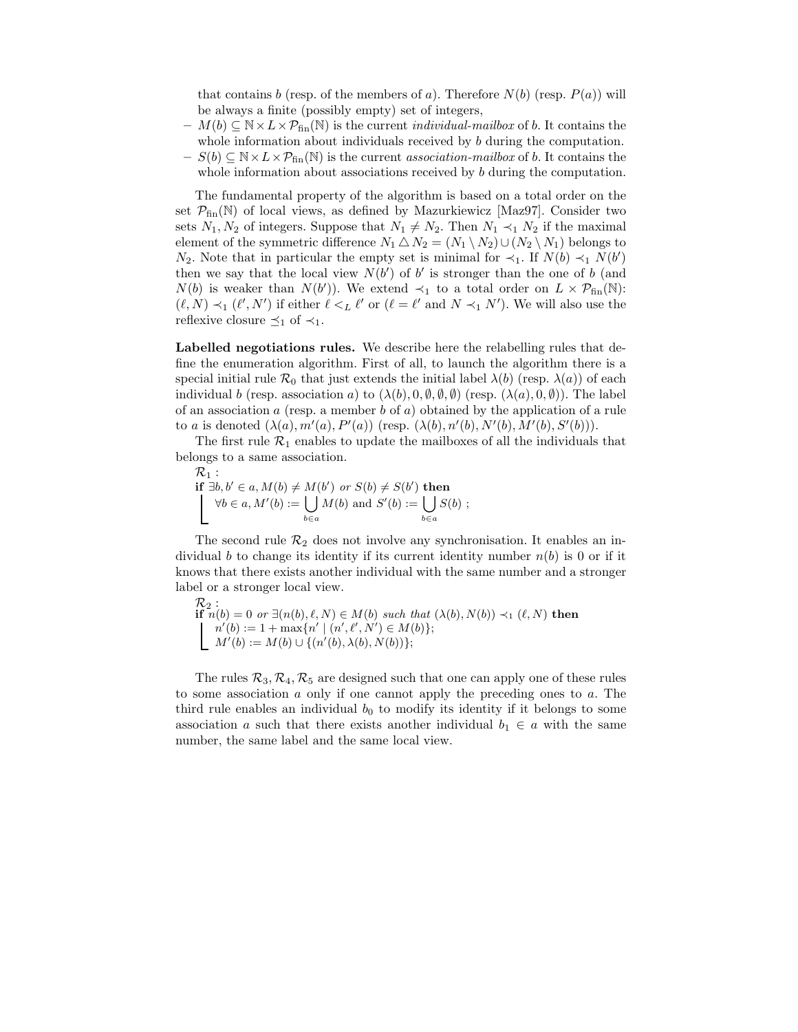that contains $b$ (resp. of the members of $a$). Therefore $N(b)$ (resp. $P(a)$) will be always a finite (possibly empty) set of integers,

- $M(b) \subseteq \mathbb{N} \times L \times \mathcal{P}_{\text{fin}}(\mathbb{N})$ is the current *individual-mailbox* of $b$. It contains the whole information about individuals received by $b$ during the computation.
- $S(b) \subseteq \mathbb{N} \times L \times \mathcal{P}_{\text{fin}}(\mathbb{N})$ is the current *association-mailbox* of $b$. It contains the whole information about associations received by $b$ during the computation.

The fundamental property of the algorithm is based on a total order on the set $\mathcal{P}_{\text{fin}}(\mathbb{N})$ of local views, as defined by Mazurkiewicz [Maz97]. Consider two sets $N_1, N_2$ of integers. Suppose that $N_1 \neq N_2$. Then $N_1 \prec_1 N_2$ if the maximal element of the symmetric difference $N_1 \triangle N_2 = (N_1 \setminus N_2) \cup (N_2 \setminus N_1)$ belongs to $N_2$. Note that in particular the empty set is minimal for $\prec_1$. If $N(b) \prec_1 N(b')$ then we say that the local view $N(b')$ of $b'$ is stronger than the one of $b$ (and $N(b)$ is weaker than $N(b')$). We extend $\prec_1$ to a total order on $L \times \mathcal{P}_{\text{fin}}(\mathbb{N})$: $(\ell, N) \prec_1 (\ell', N')$ if either $\ell <_L \ell'$ or ($\ell = \ell'$ and $N \prec_1 N'$). We will also use the reflexive closure $\preceq_1$ of $\prec_1$.

**Labelled negotiations rules.** We describe here the relabelling rules that define the enumeration algorithm. First of all, to launch the algorithm there is a special initial rule $\mathcal{R}_0$ that just extends the initial label $\lambda(b)$ (resp. $\lambda(a)$) of each individual $b$ (resp. association $a$) to $(\lambda(b), 0, \emptyset, \emptyset, \emptyset)$ (resp. $(\lambda(a), 0, \emptyset)$). The label of an association $a$ (resp. a member $b$ of $a$) obtained by the application of a rule to $a$ is denoted $(\lambda(a), m'(a), P'(a))$ (resp. $(\lambda(b), n'(b), N'(b), M'(b), S'(b))$).

The first rule $\mathcal{R}_1$ enables to update the mailboxes of all the individuals that belongs to a same association.

$\mathcal{R}_1$ :
**if** $\exists b, b' \in a, M(b) \neq M(b')$ *or* $S(b) \neq S(b')$ **then**
  $\forall b \in a, M'(b) := \bigcup_{b \in a} M(b)$ and $S'(b) := \bigcup_{b \in a} S(b)$ ;

The second rule $\mathcal{R}_2$ does not involve any synchronisation. It enables an individual $b$ to change its identity if its current identity number $n(b)$ is 0 or if it knows that there exists another individual with the same number and a stronger label or a stronger local view.

$\mathcal{R}_2$ :
**if** $n(b) = 0$ *or* $\exists (n(b), \ell, N) \in M(b)$ *such that* $(\lambda(b), N(b)) \prec_1 (\ell, N)$ **then**
  $n'(b) := 1 + \max\{n' \mid (n', \ell', N') \in M(b)\}$;
  $M'(b) := M(b) \cup \{(n'(b), \lambda(b), N(b))\}$;

The rules $\mathcal{R}_3, \mathcal{R}_4, \mathcal{R}_5$ are designed such that one can apply one of these rules to some association $a$ only if one cannot apply the preceding ones to $a$. The third rule enables an individual $b_0$ to modify its identity if it belongs to some association $a$ such that there exists another individual $b_1 \in a$ with the same number, the same label and the same local view.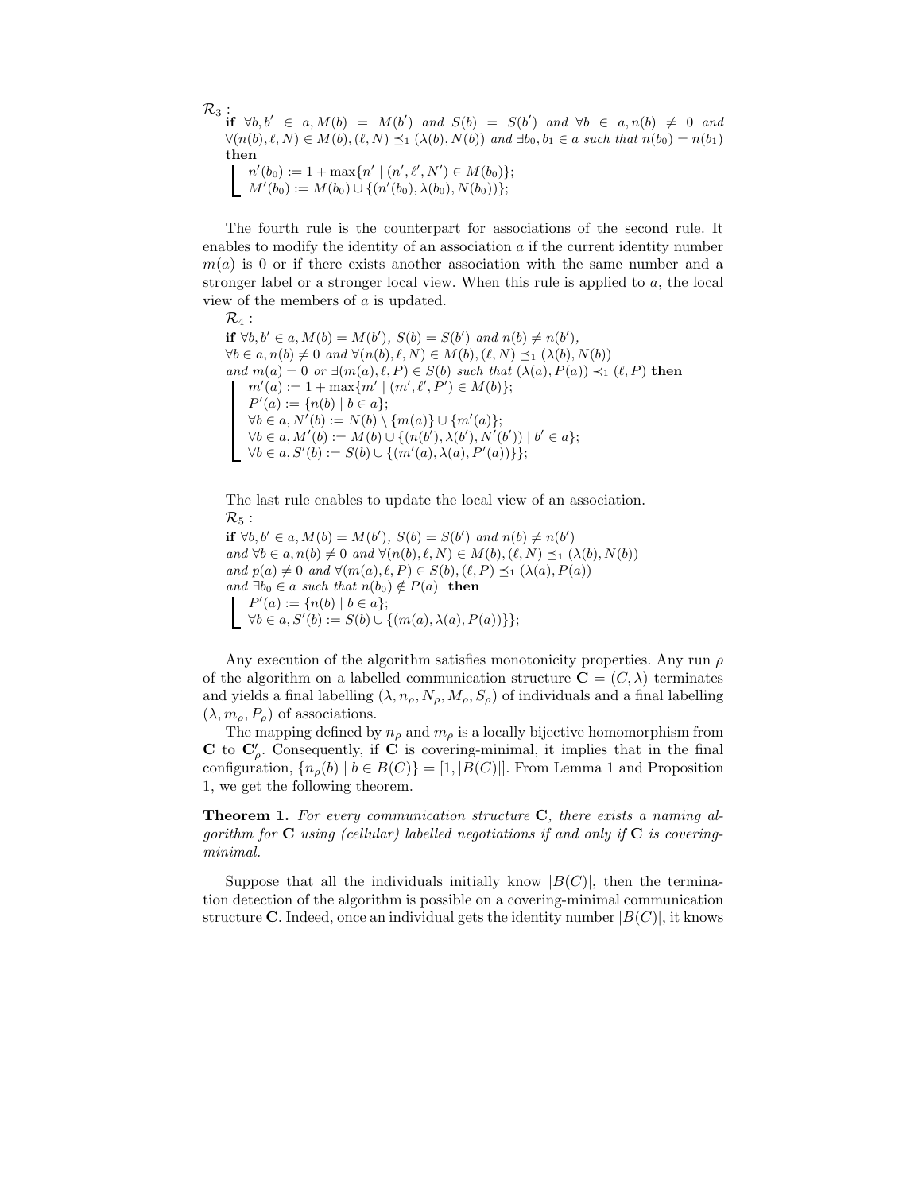$\mathcal{R}_3$ :
**if** $\forall b, b' \in a, M(b) = M(b')$ *and* $S(b) = S(b')$ *and* $\forall b \in a, n(b) \neq 0$ *and* $\forall (n(b), \ell, N) \in M(b), (\ell, N) \preceq_1 (\lambda(b), N(b))$ *and* $\exists b_0, b_1 \in a$ *such that* $n(b_0) = n(b_1)$
**then**

$n'(b_0) := 1 + \max\{n' \mid (n', \ell', N') \in M(b_0)\}$;
$M'(b_0) := M(b_0) \cup \{(n'(b_0), \lambda(b_0), N(b_0))\}$;

The fourth rule is the counterpart for associations of the second rule. It enables to modify the identity of an association $a$ if the current identity number $m(a)$ is 0 or if there exists another association with the same number and a stronger label or a stronger local view. When this rule is applied to $a$, the local view of the members of $a$ is updated.

$\mathcal{R}_4$ :
**if** $\forall b, b' \in a, M(b) = M(b'), S(b) = S(b')$ *and* $n(b) \neq n(b')$,
$\forall b \in a, n(b) \neq 0$ *and* $\forall (n(b), \ell, N) \in M(b), (\ell, N) \preceq_1 (\lambda(b), N(b))$
*and* $m(a) = 0$ *or* $\exists (m(a), \ell, P) \in S(b)$ *such that* $(\lambda(a), P(a)) \prec_1 (\ell, P)$ **then**

$m'(a) := 1 + \max\{m' \mid (m', \ell', P') \in M(b)\}$;
$P'(a) := \{n(b) \mid b \in a\}$;
$\forall b \in a, N'(b) := N(b) \setminus \{m(a)\} \cup \{m'(a)\}$;
$\forall b \in a, M'(b) := M(b) \cup \{(n(b'), \lambda(b'), N'(b')) \mid b' \in a\}$;
$\forall b \in a, S'(b) := S(b) \cup \{(m'(a), \lambda(a), P'(a))\}\}$;

The last rule enables to update the local view of an association.

$\mathcal{R}_5$ :
**if** $\forall b, b' \in a, M(b) = M(b'), S(b) = S(b')$ *and* $n(b) \neq n(b')$
*and* $\forall b \in a, n(b) \neq 0$ *and* $\forall (n(b), \ell, N) \in M(b), (\ell, N) \preceq_1 (\lambda(b), N(b))$
*and* $p(a) \neq 0$ *and* $\forall (m(a), \ell, P) \in S(b), (\ell, P) \preceq_1 (\lambda(a), P(a))$
*and* $\exists b_0 \in a$ *such that* $n(b_0) \notin P(a)$ **then**

$P'(a) := \{n(b) \mid b \in a\}$;
$\forall b \in a, S'(b) := S(b) \cup \{(m(a), \lambda(a), P(a))\}\}$;

Any execution of the algorithm satisfies monotonicity properties. Any run $\rho$ of the algorithm on a labelled communication structure $\mathbf{C} = (C, \lambda)$ terminates and yields a final labelling $(\lambda, n_\rho, N_\rho, M_\rho, S_\rho)$ of individuals and a final labelling $(\lambda, m_\rho, P_\rho)$ of associations.

The mapping defined by $n_\rho$ and $m_\rho$ is a locally bijective homomorphism from $\mathbf{C}$ to $\mathbf{C}'_\rho$. Consequently, if $\mathbf{C}$ is covering-minimal, it implies that in the final configuration, $\{n_\rho(b) \mid b \in B(C)\} = [1, |B(C)|]$. From Lemma 1 and Proposition 1, we get the following theorem.

**Theorem 1.** *For every communication structure $\mathbf{C}$, there exists a naming algorithm for $\mathbf{C}$ using (cellular) labelled negotiations if and only if $\mathbf{C}$ is covering-minimal.*

Suppose that all the individuals initially know $|B(C)|$, then the termination detection of the algorithm is possible on a covering-minimal communication structure $\mathbf{C}$. Indeed, once an individual gets the identity number $|B(C)|$, it knows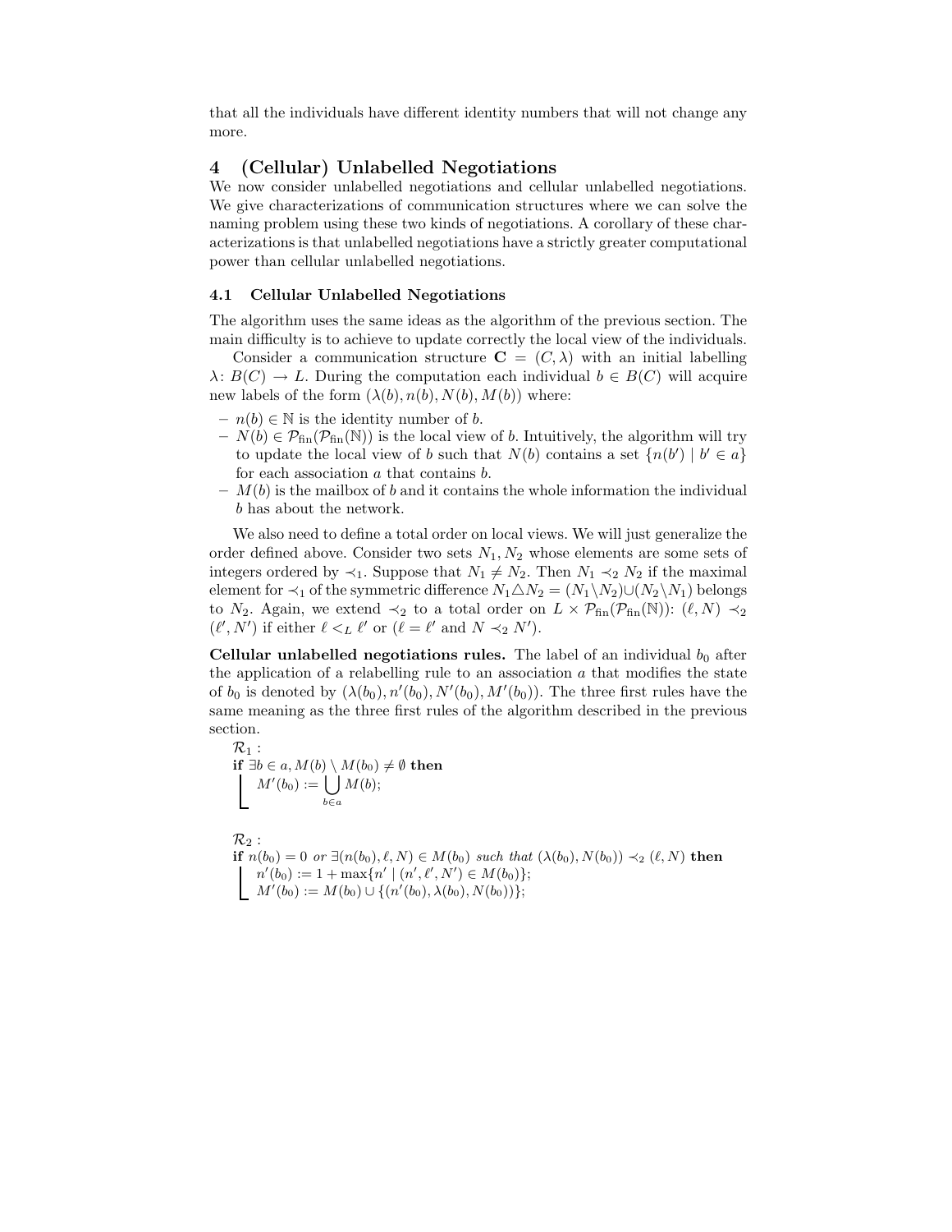that all the individuals have different identity numbers that will not change any more.

## 4 (Cellular) Unlabelled Negotiations

We now consider unlabelled negotiations and cellular unlabelled negotiations. We give characterizations of communication structures where we can solve the naming problem using these two kinds of negotiations. A corollary of these characterizations is that unlabelled negotiations have a strictly greater computational power than cellular unlabelled negotiations.

### 4.1 Cellular Unlabelled Negotiations

The algorithm uses the same ideas as the algorithm of the previous section. The main difficulty is to achieve to update correctly the local view of the individuals.

Consider a communication structure $\mathbf{C} = (C, \lambda)$ with an initial labelling $\lambda \colon B(C) \to L$. During the computation each individual $b \in B(C)$ will acquire new labels of the form $(\lambda(b), n(b), N(b), M(b))$ where:

- $n(b) \in \mathbb{N}$ is the identity number of $b$.
- $N(b) \in \mathcal{P}_{\mathrm{fin}}(\mathcal{P}_{\mathrm{fin}}(\mathbb{N}))$ is the local view of $b$. Intuitively, the algorithm will try to update the local view of $b$ such that $N(b)$ contains a set $\{n(b') \mid b' \in a\}$ for each association $a$ that contains $b$.
- $M(b)$ is the mailbox of $b$ and it contains the whole information the individual $b$ has about the network.

We also need to define a total order on local views. We will just generalize the order defined above. Consider two sets $N_1, N_2$ whose elements are some sets of integers ordered by $\prec_1$. Suppose that $N_1 \neq N_2$. Then $N_1 \prec_2 N_2$ if the maximal element for $\prec_1$ of the symmetric difference $N_1 \triangle N_2 = (N_1 \setminus N_2) \cup (N_2 \setminus N_1)$ belongs to $N_2$. Again, we extend $\prec_2$ to a total order on $L \times \mathcal{P}_{\mathrm{fin}}(\mathcal{P}_{\mathrm{fin}}(\mathbb{N}))$: $(\ell, N) \prec_2 (\ell', N')$ if either $\ell <_L \ell'$ or ($\ell = \ell'$ and $N \prec_2 N'$).

**Cellular unlabelled negotiations rules.** The label of an individual $b_0$ after the application of a relabelling rule to an association $a$ that modifies the state of $b_0$ is denoted by $(\lambda(b_0), n'(b_0), N'(b_0), M'(b_0))$. The three first rules have the same meaning as the three first rules of the algorithm described in the previous section.

$\mathcal{R}_1$ :
**if** $\exists b \in a, M(b) \setminus M(b_0) \neq \emptyset$ **then**
$\quad M'(b_0) := \bigcup_{b \in a} M(b);$

$\mathcal{R}_2$ :
**if** $n(b_0) = 0$ *or* $\exists (n(b_0), \ell, N) \in M(b_0)$ *such that* $(\lambda(b_0), N(b_0)) \prec_2 (\ell, N)$ **then**
$\quad n'(b_0) := 1 + \max\{n' \mid (n', \ell', N') \in M(b_0)\};$
$\quad M'(b_0) := M(b_0) \cup \{(n'(b_0), \lambda(b_0), N(b_0))\};$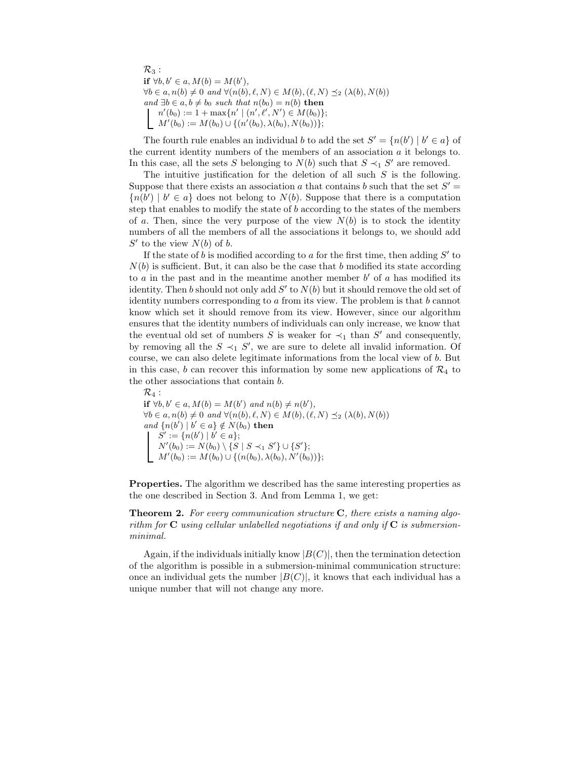$\mathcal{R}_3$ :
**if** $\forall b, b' \in a, M(b) = M(b')$,
$\forall b \in a, n(b) \neq 0$ *and* $\forall (n(b), \ell, N) \in M(b), (\ell, N) \preceq_2 (\lambda(b), N(b))$
*and* $\exists b \in a, b \neq b_0$ *such that* $n(b_0) = n(b)$ **then**
$n'(b_0) := 1 + \max\{n' \mid (n', \ell', N') \in M(b_0)\}$;
$M'(b_0) := M(b_0) \cup \{(n'(b_0), \lambda(b_0), N(b_0))\}$;

The fourth rule enables an individual $b$ to add the set $S' = \{n(b') \mid b' \in a\}$ of the current identity numbers of the members of an association $a$ it belongs to. In this case, all the sets $S$ belonging to $N(b)$ such that $S \prec_1 S'$ are removed.

The intuitive justification for the deletion of all such $S$ is the following. Suppose that there exists an association $a$ that contains $b$ such that the set $S' = \{n(b') \mid b' \in a\}$ does not belong to $N(b)$. Suppose that there is a computation step that enables to modify the state of $b$ according to the states of the members of $a$. Then, since the very purpose of the view $N(b)$ is to stock the identity numbers of all the members of all the associations it belongs to, we should add $S'$ to the view $N(b)$ of $b$.

If the state of $b$ is modified according to $a$ for the first time, then adding $S'$ to $N(b)$ is sufficient. But, it can also be the case that $b$ modified its state according to $a$ in the past and in the meantime another member $b'$ of $a$ has modified its identity. Then $b$ should not only add $S'$ to $N(b)$ but it should remove the old set of identity numbers corresponding to $a$ from its view. The problem is that $b$ cannot know which set it should remove from its view. However, since our algorithm ensures that the identity numbers of individuals can only increase, we know that the eventual old set of numbers $S$ is weaker for $\prec_1$ than $S'$ and consequently, by removing all the $S \prec_1 S'$, we are sure to delete all invalid information. Of course, we can also delete legitimate informations from the local view of $b$. But in this case, $b$ can recover this information by some new applications of $\mathcal{R}_4$ to the other associations that contain $b$.

$\mathcal{R}_4$ :
**if** $\forall b, b' \in a, M(b) = M(b')$ *and* $n(b) \neq n(b')$,
$\forall b \in a, n(b) \neq 0$ *and* $\forall (n(b), \ell, N) \in M(b), (\ell, N) \preceq_2 (\lambda(b), N(b))$
*and* $\{n(b') \mid b' \in a\} \notin N(b_0)$ **then**
$S' := \{n(b') \mid b' \in a\}$;
$N'(b_0) := N(b_0) \setminus \{S \mid S \prec_1 S'\} \cup \{S'\}$;
$M'(b_0) := M(b_0) \cup \{(n(b_0), \lambda(b_0), N'(b_0))\}$;

**Properties.** The algorithm we described has the same interesting properties as the one described in Section 3. And from Lemma 1, we get:

**Theorem 2.** *For every communication structure* $\mathbf{C}$*, there exists a naming algorithm for* $\mathbf{C}$ *using cellular unlabelled negotiations if and only if* $\mathbf{C}$ *is submersion-minimal.*

Again, if the individuals initially know $|B(C)|$, then the termination detection of the algorithm is possible in a submersion-minimal communication structure: once an individual gets the number $|B(C)|$, it knows that each individual has a unique number that will not change any more.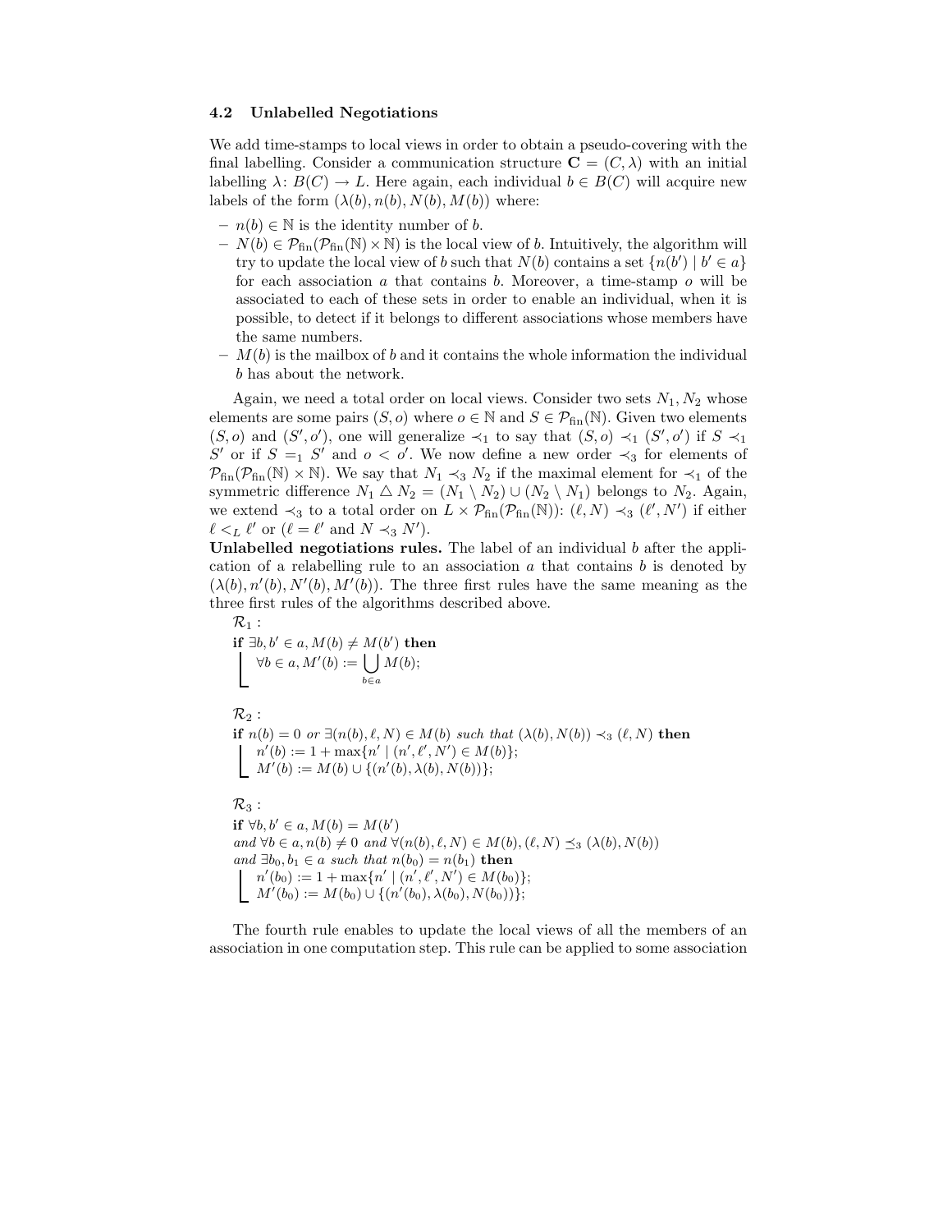### 4.2 Unlabelled Negotiations

We add time-stamps to local views in order to obtain a pseudo-covering with the final labelling. Consider a communication structure $\mathbf{C} = (C, \lambda)$ with an initial labelling $\lambda \colon B(C) \to L$. Here again, each individual $b \in B(C)$ will acquire new labels of the form $(\lambda(b), n(b), N(b), M(b))$ where:

- $n(b) \in \mathbb{N}$ is the identity number of $b$.
- $N(b) \in \mathcal{P}_{\mathrm{fin}}(\mathcal{P}_{\mathrm{fin}}(\mathbb{N}) \times \mathbb{N})$ is the local view of $b$. Intuitively, the algorithm will try to update the local view of $b$ such that $N(b)$ contains a set $\{n(b') \mid b' \in a\}$ for each association $a$ that contains $b$. Moreover, a time-stamp $o$ will be associated to each of these sets in order to enable an individual, when it is possible, to detect if it belongs to different associations whose members have the same numbers.
- $M(b)$ is the mailbox of $b$ and it contains the whole information the individual $b$ has about the network.

Again, we need a total order on local views. Consider two sets $N_1, N_2$ whose elements are some pairs $(S, o)$ where $o \in \mathbb{N}$ and $S \in \mathcal{P}_{\mathrm{fin}}(\mathbb{N})$. Given two elements $(S, o)$ and $(S', o')$, one will generalize $\prec_1$ to say that $(S, o) \prec_1 (S', o')$ if $S \prec_1 S'$ or if $S =_1 S'$ and $o < o'$. We now define a new order $\prec_3$ for elements of $\mathcal{P}_{\mathrm{fin}}(\mathcal{P}_{\mathrm{fin}}(\mathbb{N}) \times \mathbb{N})$. We say that $N_1 \prec_3 N_2$ if the maximal element for $\prec_1$ of the symmetric difference $N_1 \triangle N_2 = (N_1 \setminus N_2) \cup (N_2 \setminus N_1)$ belongs to $N_2$. Again, we extend $\prec_3$ to a total order on $L \times \mathcal{P}_{\mathrm{fin}}(\mathcal{P}_{\mathrm{fin}}(\mathbb{N}))$: $(\ell, N) \prec_3 (\ell', N')$ if either $\ell <_L \ell'$ or ($\ell = \ell'$ and $N \prec_3 N'$).

**Unlabelled negotiations rules.** The label of an individual $b$ after the application of a relabelling rule to an association $a$ that contains $b$ is denoted by $(\lambda(b), n'(b), N'(b), M'(b))$. The three first rules have the same meaning as the three first rules of the algorithms described above.

$\mathcal{R}_1$ :

**if** $\exists b, b' \in a, M(b) \neq M(b')$ **then**
 $\forall b \in a, M'(b) := \bigcup_{b \in a} M(b)$;

$\mathcal{R}_2$ :

**if** $n(b) = 0$ *or* $\exists (n(b), \ell, N) \in M(b)$ *such that* $(\lambda(b), N(b)) \prec_3 (\ell, N)$ **then**
 $n'(b) := 1 + \max\{n' \mid (n', \ell', N') \in M(b)\}$;
 $M'(b) := M(b) \cup \{(n'(b), \lambda(b), N(b))\}$;

$\mathcal{R}_3$ :

**if** $\forall b, b' \in a, M(b) = M(b')$
*and* $\forall b \in a, n(b) \neq 0$ *and* $\forall (n(b), \ell, N) \in M(b), (\ell, N) \preceq_3 (\lambda(b), N(b))$
*and* $\exists b_0, b_1 \in a$ *such that* $n(b_0) = n(b_1)$ **then**
 $n'(b_0) := 1 + \max\{n' \mid (n', \ell', N') \in M(b_0)\}$;
 $M'(b_0) := M(b_0) \cup \{(n'(b_0), \lambda(b_0), N(b_0))\}$;

The fourth rule enables to update the local views of all the members of an association in one computation step. This rule can be applied to some association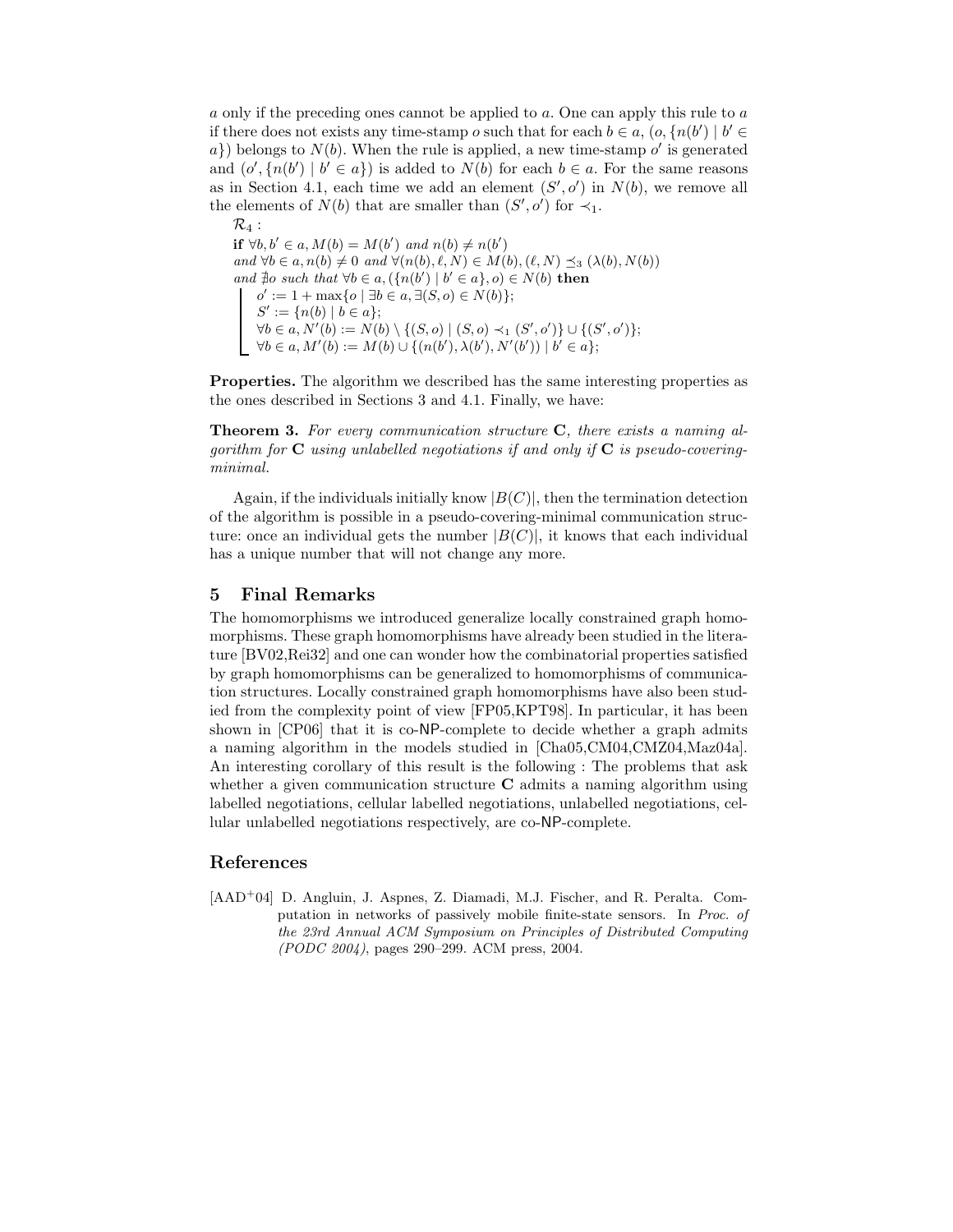$a$ only if the preceding ones cannot be applied to $a$. One can apply this rule to $a$ if there does not exists any time-stamp $o$ such that for each $b \in a$, $(o, \{n(b') \mid b' \in a\})$ belongs to $N(b)$. When the rule is applied, a new time-stamp $o'$ is generated and $(o', \{n(b') \mid b' \in a\})$ is added to $N(b)$ for each $b \in a$. For the same reasons as in Section 4.1, each time we add an element $(S', o')$ in $N(b)$, we remove all the elements of $N(b)$ that are smaller than $(S', o')$ for $\prec_1$.

$\mathcal{R}_4$ :

**if** $\forall b, b' \in a, M(b) = M(b')$ *and* $n(b) \neq n(b')$
*and* $\forall b \in a, n(b) \neq 0$ *and* $\forall (n(b), \ell, N) \in M(b), (\ell, N) \preceq_3 (\lambda(b), N(b))$
*and* $\nexists o$ *such that* $\forall b \in a, (\{n(b') \mid b' \in a\}, o) \in N(b)$ **then**

- $o' := 1 + \max\{o \mid \exists b \in a, \exists (S, o) \in N(b)\}$;
- $S' := \{n(b) \mid b \in a\}$;
- $\forall b \in a, N'(b) := N(b) \setminus \{(S, o) \mid (S, o) \prec_1 (S', o')\} \cup \{(S', o')\}$;
- $\forall b \in a, M'(b) := M(b) \cup \{(n(b'), \lambda(b'), N'(b')) \mid b' \in a\}$;

**Properties.** The algorithm we described has the same interesting properties as the ones described in Sections 3 and 4.1. Finally, we have:

**Theorem 3.** *For every communication structure* $\mathbf{C}$*, there exists a naming algorithm for* $\mathbf{C}$ *using unlabelled negotiations if and only if* $\mathbf{C}$ *is pseudo-covering-minimal.*

Again, if the individuals initially know $|B(C)|$, then the termination detection of the algorithm is possible in a pseudo-covering-minimal communication structure: once an individual gets the number $|B(C)|$, it knows that each individual has a unique number that will not change any more.

## 5 Final Remarks

The homomorphisms we introduced generalize locally constrained graph homomorphisms. These graph homomorphisms have already been studied in the literature [BV02,Rei32] and one can wonder how the combinatorial properties satisfied by graph homomorphisms can be generalized to homomorphisms of communication structures. Locally constrained graph homomorphisms have also been studied from the complexity point of view [FP05,KPT98]. In particular, it has been shown in [CP06] that it is co-NP-complete to decide whether a graph admits a naming algorithm in the models studied in [Cha05,CM04,CMZ04,Maz04a]. An interesting corollary of this result is the following : The problems that ask whether a given communication structure $\mathbf{C}$ admits a naming algorithm using labelled negotiations, cellular labelled negotiations, unlabelled negotiations, cellular unlabelled negotiations respectively, are co-NP-complete.

## References

[AAD+04] D. Angluin, J. Aspnes, Z. Diamadi, M.J. Fischer, and R. Peralta. Computation in networks of passively mobile finite-state sensors. In *Proc. of the 23rd Annual ACM Symposium on Principles of Distributed Computing (PODC 2004)*, pages 290–299. ACM press, 2004.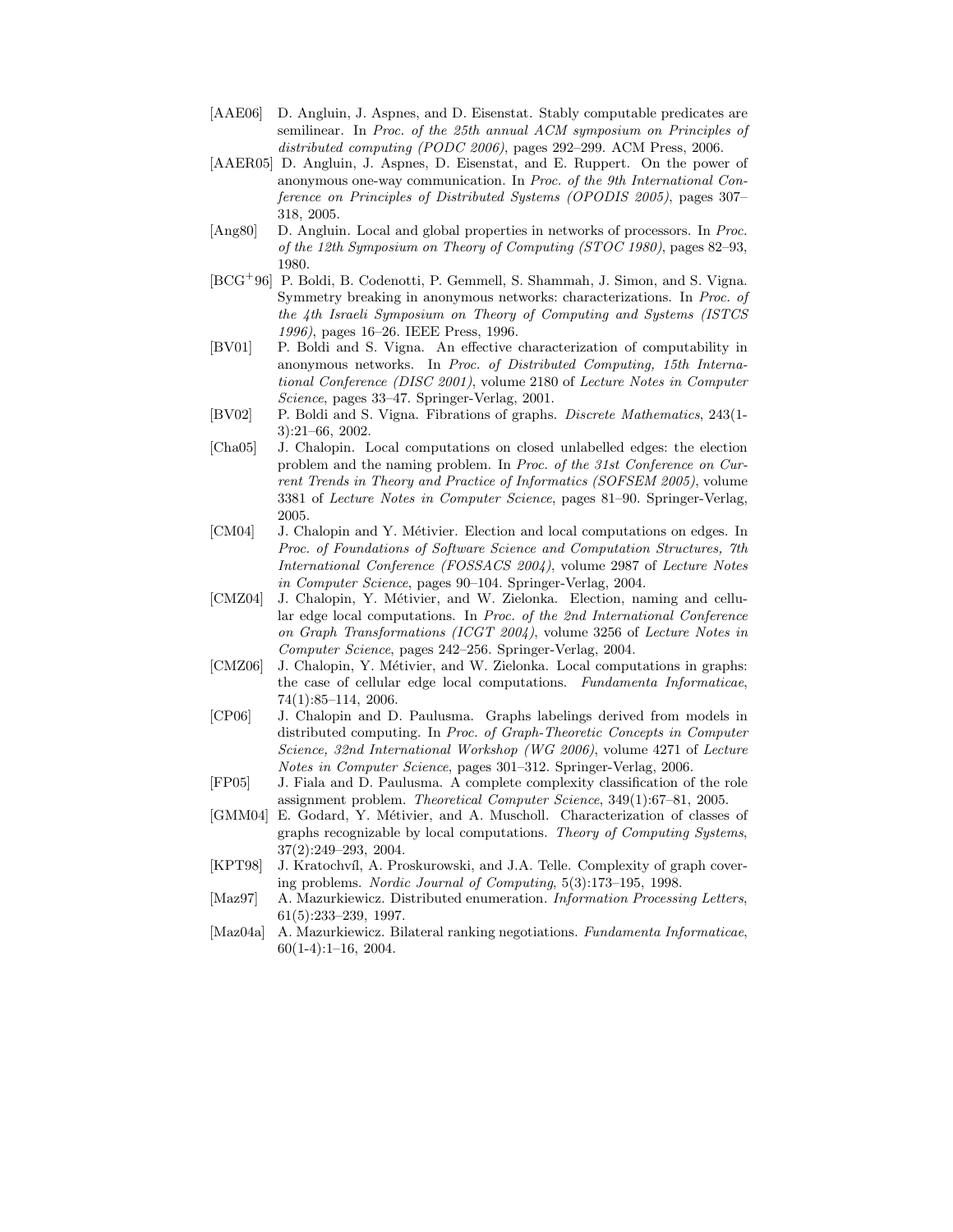[AAE06] D. Angluin, J. Aspnes, and D. Eisenstat. Stably computable predicates are semilinear. In *Proc. of the 25th annual ACM symposium on Principles of distributed computing (PODC 2006)*, pages 292–299. ACM Press, 2006.

[AAER05] D. Angluin, J. Aspnes, D. Eisenstat, and E. Ruppert. On the power of anonymous one-way communication. In *Proc. of the 9th International Conference on Principles of Distributed Systems (OPODIS 2005)*, pages 307–318, 2005.

[Ang80] D. Angluin. Local and global properties in networks of processors. In *Proc. of the 12th Symposium on Theory of Computing (STOC 1980)*, pages 82–93, 1980.

[BCG+96] P. Boldi, B. Codenotti, P. Gemmell, S. Shammah, J. Simon, and S. Vigna. Symmetry breaking in anonymous networks: characterizations. In *Proc. of the 4th Israeli Symposium on Theory of Computing and Systems (ISTCS 1996)*, pages 16–26. IEEE Press, 1996.

[BV01] P. Boldi and S. Vigna. An effective characterization of computability in anonymous networks. In *Proc. of Distributed Computing, 15th International Conference (DISC 2001)*, volume 2180 of *Lecture Notes in Computer Science*, pages 33–47. Springer-Verlag, 2001.

[BV02] P. Boldi and S. Vigna. Fibrations of graphs. *Discrete Mathematics*, 243(1-3):21–66, 2002.

[Cha05] J. Chalopin. Local computations on closed unlabelled edges: the election problem and the naming problem. In *Proc. of the 31st Conference on Current Trends in Theory and Practice of Informatics (SOFSEM 2005)*, volume 3381 of *Lecture Notes in Computer Science*, pages 81–90. Springer-Verlag, 2005.

[CM04] J. Chalopin and Y. Métivier. Election and local computations on edges. In *Proc. of Foundations of Software Science and Computation Structures, 7th International Conference (FOSSACS 2004)*, volume 2987 of *Lecture Notes in Computer Science*, pages 90–104. Springer-Verlag, 2004.

[CMZ04] J. Chalopin, Y. Métivier, and W. Zielonka. Election, naming and cellular edge local computations. In *Proc. of the 2nd International Conference on Graph Transformations (ICGT 2004)*, volume 3256 of *Lecture Notes in Computer Science*, pages 242–256. Springer-Verlag, 2004.

[CMZ06] J. Chalopin, Y. Métivier, and W. Zielonka. Local computations in graphs: the case of cellular edge local computations. *Fundamenta Informaticae*, 74(1):85–114, 2006.

[CP06] J. Chalopin and D. Paulusma. Graphs labelings derived from models in distributed computing. In *Proc. of Graph-Theoretic Concepts in Computer Science, 32nd International Workshop (WG 2006)*, volume 4271 of *Lecture Notes in Computer Science*, pages 301–312. Springer-Verlag, 2006.

[FP05] J. Fiala and D. Paulusma. A complete complexity classification of the role assignment problem. *Theoretical Computer Science*, 349(1):67–81, 2005.

[GMM04] E. Godard, Y. Métivier, and A. Muscholl. Characterization of classes of graphs recognizable by local computations. *Theory of Computing Systems*, 37(2):249–293, 2004.

[KPT98] J. Kratochvíl, A. Proskurowski, and J.A. Telle. Complexity of graph covering problems. *Nordic Journal of Computing*, 5(3):173–195, 1998.

[Maz97] A. Mazurkiewicz. Distributed enumeration. *Information Processing Letters*, 61(5):233–239, 1997.

[Maz04a] A. Mazurkiewicz. Bilateral ranking negotiations. *Fundamenta Informaticae*, 60(1-4):1–16, 2004.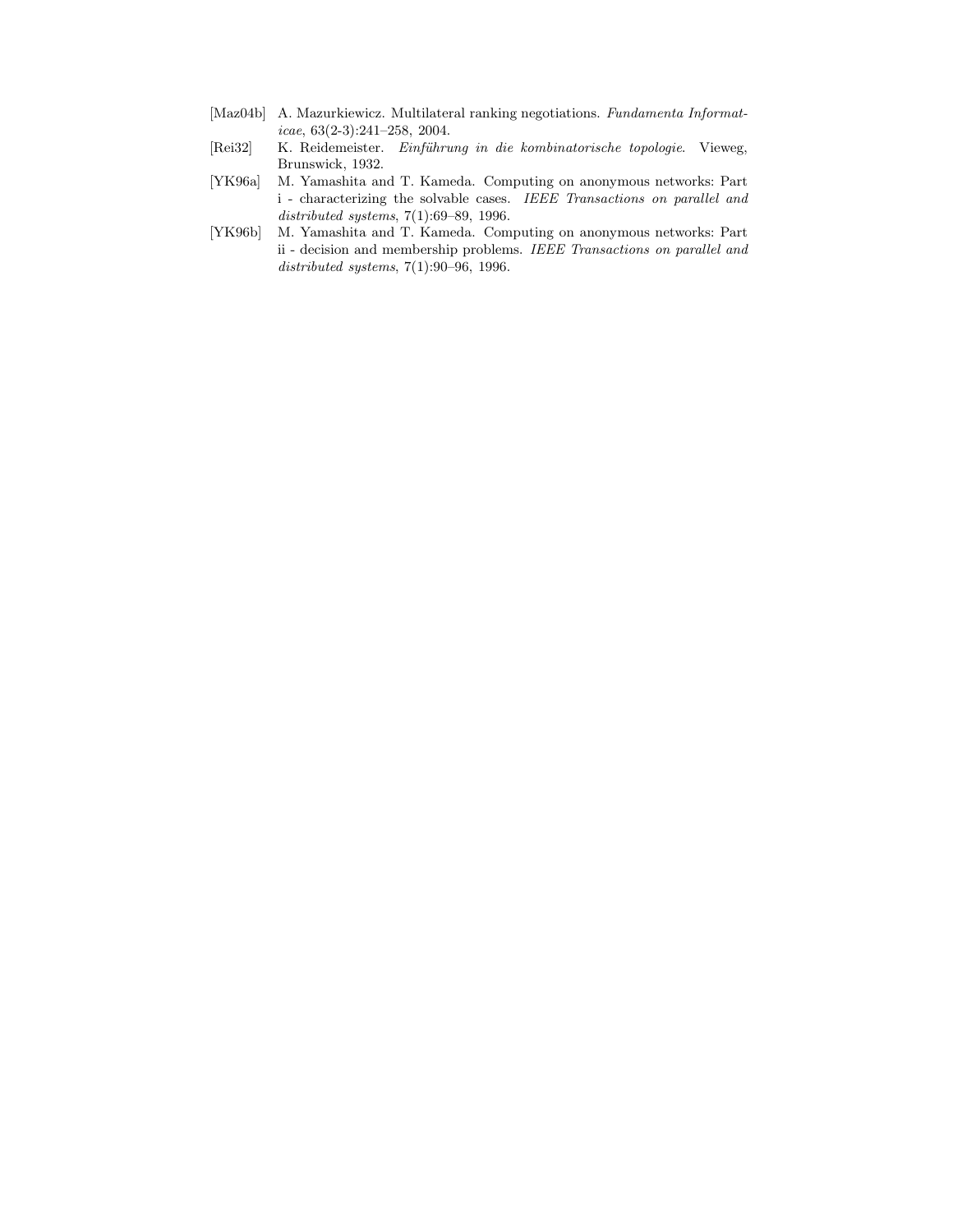[Maz04b] A. Mazurkiewicz. Multilateral ranking negotiations. *Fundamenta Informaticae*, 63(2-3):241–258, 2004.

[Rei32] K. Reidemeister. *Einführung in die kombinatorische topologie*. Vieweg, Brunswick, 1932.

[YK96a] M. Yamashita and T. Kameda. Computing on anonymous networks: Part i - characterizing the solvable cases. *IEEE Transactions on parallel and distributed systems*, 7(1):69–89, 1996.

[YK96b] M. Yamashita and T. Kameda. Computing on anonymous networks: Part ii - decision and membership problems. *IEEE Transactions on parallel and distributed systems*, 7(1):90–96, 1996.